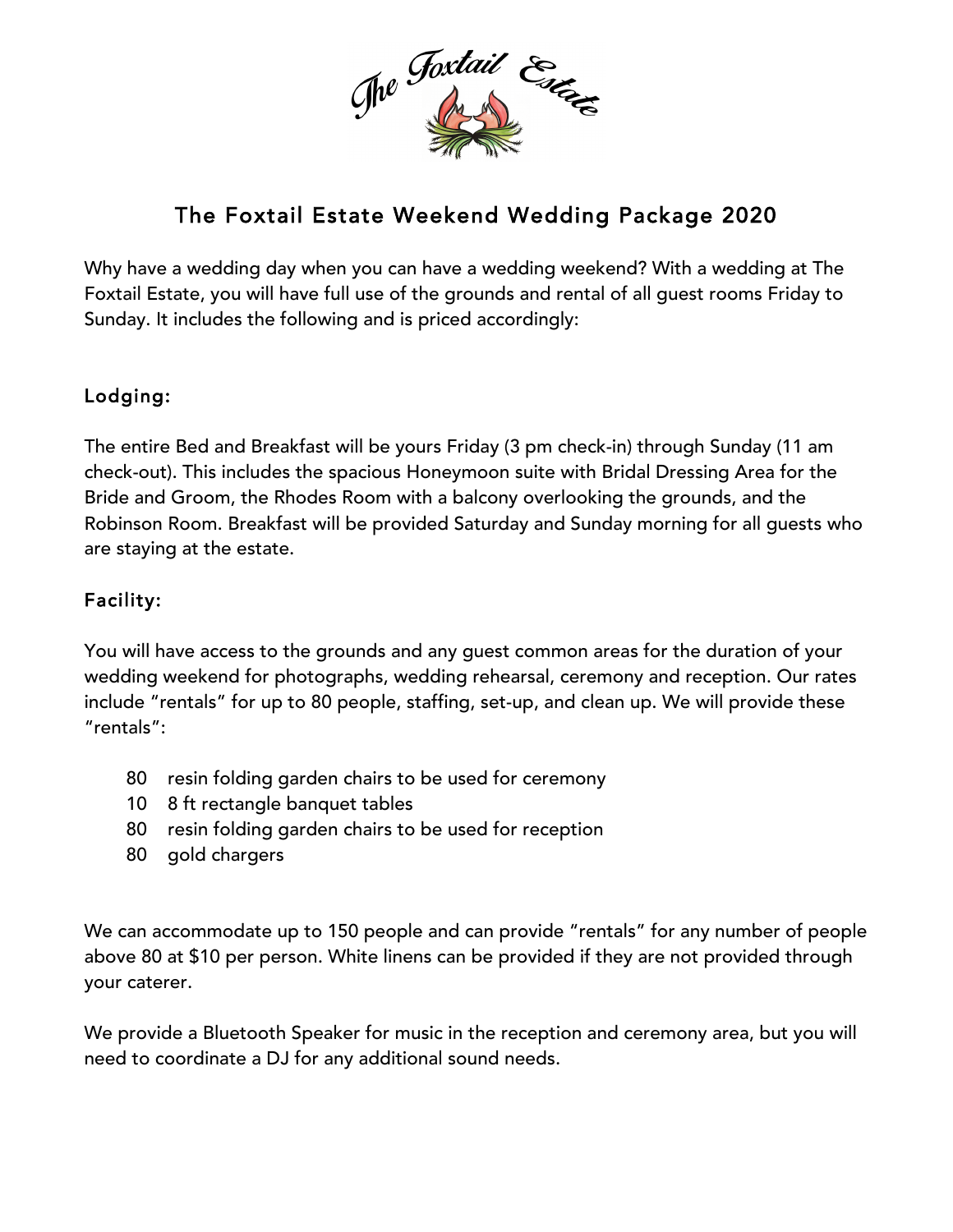# The Foxtail Estate Weekend Wedding Package 2020

Why have a wedding day when you can have a wedding weekend? With a wedding at The Foxtail Estate, you will have full use of the grounds and rental of all guest rooms Friday to Sunday. It includes the following and is priced accordingly:

## Lodging:

The entire Bed and Breakfast will be yours Friday (3 pm check-in) through Sunday (11 am check-out). This includes the spacious Honeymoon suite with Bridal Dressing Area for the Bride and Groom, the Rhodes Room with a balcony overlooking the grounds, and the Robinson Room. Breakfast will be provided Saturday and Sunday morning for all guests who are staying at the estate.

## Facility:

You will have access to the grounds and any guest common areas for the duration of your wedding weekend for photographs, wedding rehearsal, ceremony and reception. Our rates include "rentals" for up to 80 people, staffing, set-up, and clean up. We will provide these "rentals":

- 80 resin folding garden chairs to be used for ceremony
- 10 8 ft rectangle banquet tables
- 80 resin folding garden chairs to be used for reception
- 80 gold chargers

We can accommodate up to 150 people and can provide "rentals" for any number of people above 80 at $10 per person. White linens can be provided if they are not provided through your caterer.

We provide a Bluetooth Speaker for music in the reception and ceremony area, but you will need to coordinate a DJ for any additional sound needs.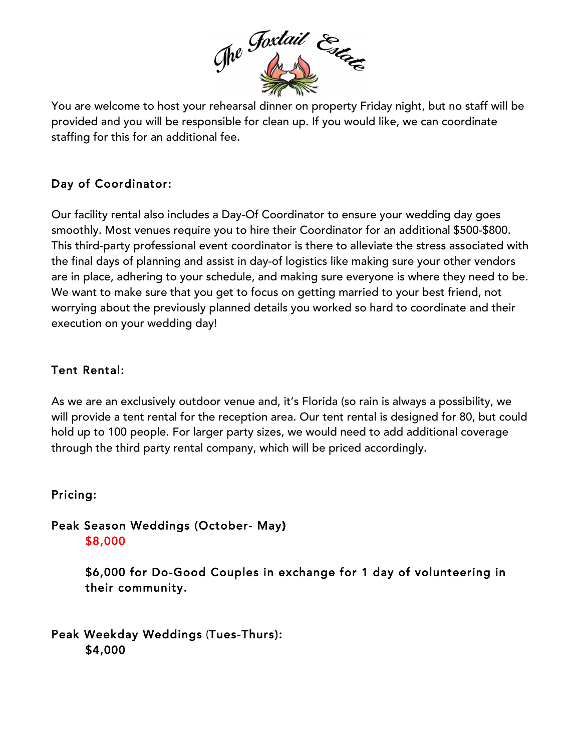You are welcome to host your rehearsal dinner on property Friday night, but no staff will be provided and you will be responsible for clean up. If you would like, we can coordinate staffing for this for an additional fee.

## Day of Coordinator:

Our facility rental also includes a Day-Of Coordinator to ensure your wedding day goes smoothly. Most venues require you to hire their Coordinator for an additional $500-$800. This third-party professional event coordinator is there to alleviate the stress associated with the final days of planning and assist in day-of logistics like making sure your other vendors are in place, adhering to your schedule, and making sure everyone is where they need to be. We want to make sure that you get to focus on getting married to your best friend, not worrying about the previously planned details you worked so hard to coordinate and their execution on your wedding day!

## Tent Rental:

As we are an exclusively outdoor venue and, it's Florida (so rain is always a possibility, we will provide a tent rental for the reception area. Our tent rental is designed for 80, but could hold up to 100 people. For larger party sizes, we would need to add additional coverage through the third party rental company, which will be priced accordingly.

## Pricing:

### Peak Season Weddings (October- May)

~~$8,000~~

**$6,000 for Do-Good Couples in exchange for 1 day of volunteering in their community.**

### Peak Weekday Weddings (Tues-Thurs):

$4,000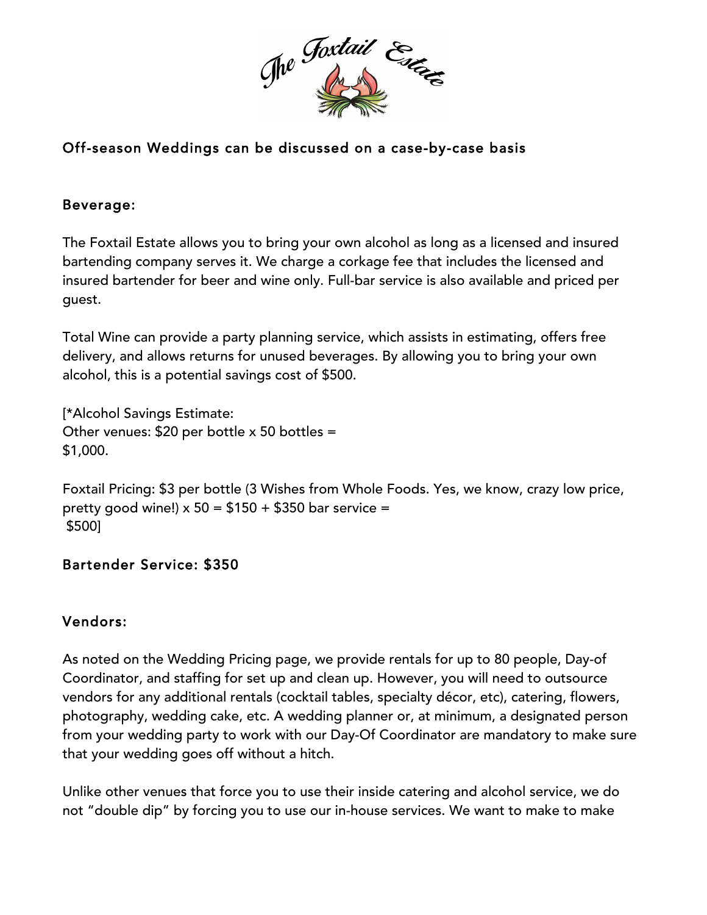Off-season Weddings can be discussed on a case-by-case basis

## Beverage:

The Foxtail Estate allows you to bring your own alcohol as long as a licensed and insured bartending company serves it. We charge a corkage fee that includes the licensed and insured bartender for beer and wine only. Full-bar service is also available and priced per guest.

Total Wine can provide a party planning service, which assists in estimating, offers free delivery, and allows returns for unused beverages. By allowing you to bring your own alcohol, this is a potential savings cost of $500.

[*Alcohol Savings Estimate:
Other venues: $20 per bottle x 50 bottles =
$1,000.

Foxtail Pricing: $3 per bottle (3 Wishes from Whole Foods. Yes, we know, crazy low price, pretty good wine!) x 50 = $150 + $350 bar service =
$500]

## Bartender Service: $350

## Vendors:

As noted on the Wedding Pricing page, we provide rentals for up to 80 people, Day-of Coordinator, and staffing for set up and clean up. However, you will need to outsource vendors for any additional rentals (cocktail tables, specialty décor, etc), catering, flowers, photography, wedding cake, etc. A wedding planner or, at minimum, a designated person from your wedding party to work with our Day-Of Coordinator are mandatory to make sure that your wedding goes off without a hitch.

Unlike other venues that force you to use their inside catering and alcohol service, we do not "double dip" by forcing you to use our in-house services. We want to make to make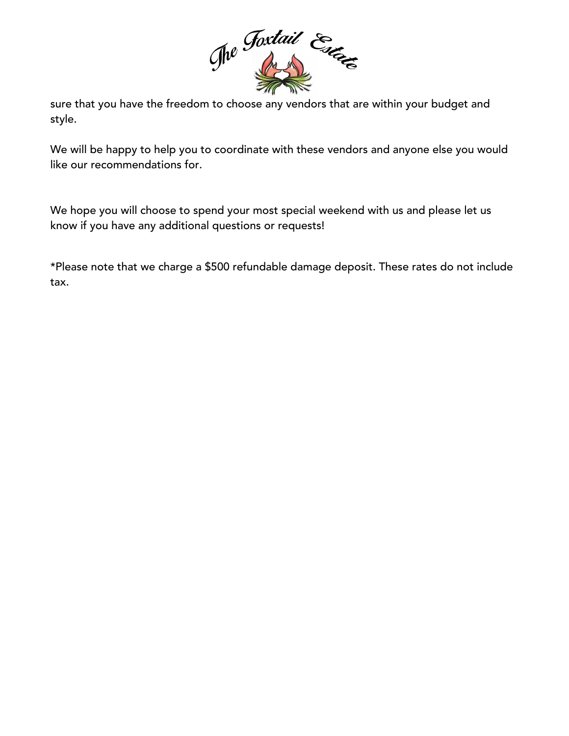sure that you have the freedom to choose any vendors that are within your budget and style.

We will be happy to help you to coordinate with these vendors and anyone else you would like our recommendations for.

We hope you will choose to spend your most special weekend with us and please let us know if you have any additional questions or requests!

*Please note that we charge a $500 refundable damage deposit. These rates do not include tax.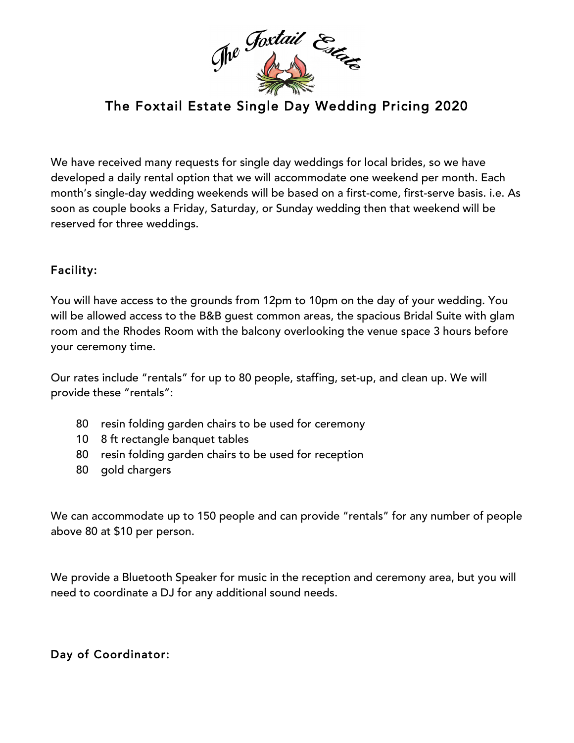# The Foxtail Estate Single Day Wedding Pricing 2020

We have received many requests for single day weddings for local brides, so we have developed a daily rental option that we will accommodate one weekend per month. Each month's single-day wedding weekends will be based on a first-come, first-serve basis. i.e. As soon as couple books a Friday, Saturday, or Sunday wedding then that weekend will be reserved for three weddings.

## Facility:

You will have access to the grounds from 12pm to 10pm on the day of your wedding. You will be allowed access to the B&B guest common areas, the spacious Bridal Suite with glam room and the Rhodes Room with the balcony overlooking the venue space 3 hours before your ceremony time.

Our rates include "rentals" for up to 80 people, staffing, set-up, and clean up. We will provide these "rentals":

- 80 resin folding garden chairs to be used for ceremony
- 10 8 ft rectangle banquet tables
- 80 resin folding garden chairs to be used for reception
- 80 gold chargers

We can accommodate up to 150 people and can provide "rentals" for any number of people above 80 at $10 per person.

We provide a Bluetooth Speaker for music in the reception and ceremony area, but you will need to coordinate a DJ for any additional sound needs.

## Day of Coordinator: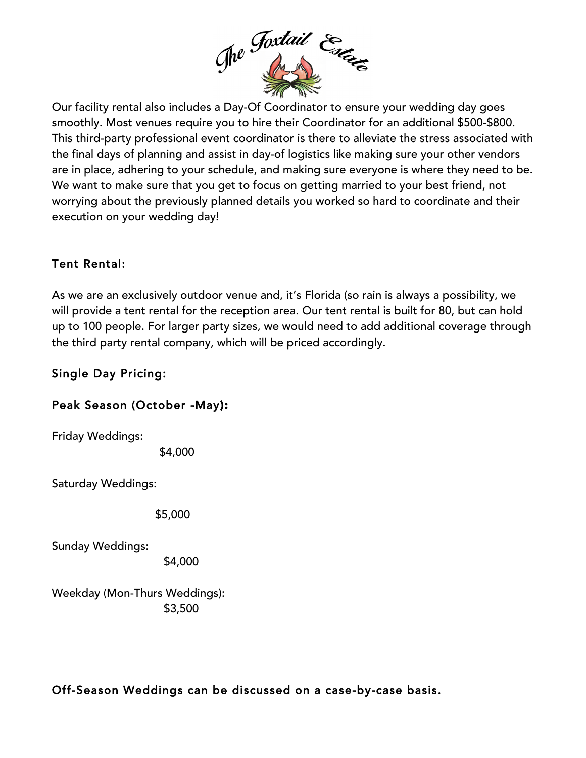Our facility rental also includes a Day-Of Coordinator to ensure your wedding day goes smoothly. Most venues require you to hire their Coordinator for an additional $500-$800. This third-party professional event coordinator is there to alleviate the stress associated with the final days of planning and assist in day-of logistics like making sure your other vendors are in place, adhering to your schedule, and making sure everyone is where they need to be. We want to make sure that you get to focus on getting married to your best friend, not worrying about the previously planned details you worked so hard to coordinate and their execution on your wedding day!

## Tent Rental:

As we are an exclusively outdoor venue and, it's Florida (so rain is always a possibility, we will provide a tent rental for the reception area. Our tent rental is built for 80, but can hold up to 100 people. For larger party sizes, we would need to add additional coverage through the third party rental company, which will be priced accordingly.

## Single Day Pricing:

### Peak Season (October -May):

Friday Weddings:

$4,000

Saturday Weddings:

$5,000

Sunday Weddings:

$4,000

Weekday (Mon-Thurs Weddings):

$3,500

### Off-Season Weddings can be discussed on a case-by-case basis.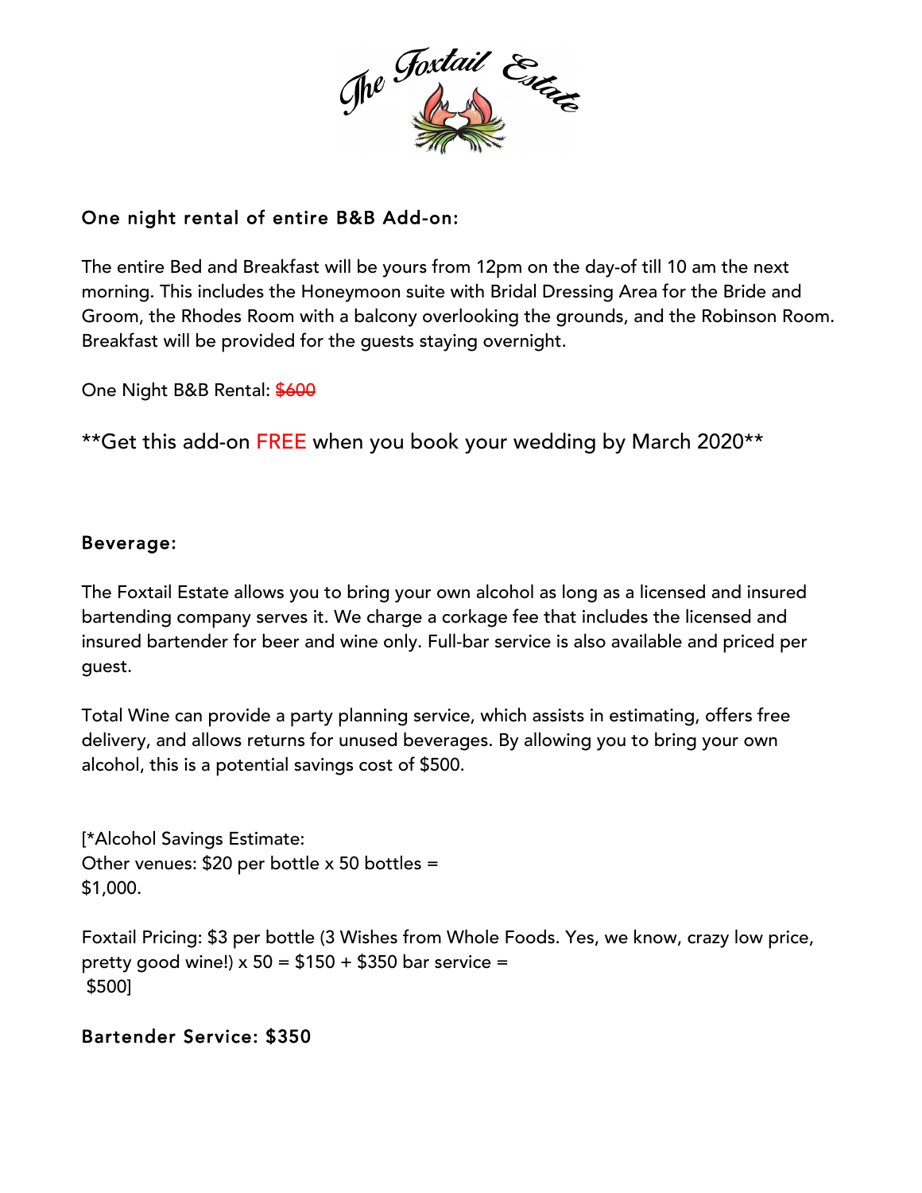## One night rental of entire B&B Add-on:

The entire Bed and Breakfast will be yours from 12pm on the day-of till 10 am the next morning. This includes the Honeymoon suite with Bridal Dressing Area for the Bride and Groom, the Rhodes Room with a balcony overlooking the grounds, and the Robinson Room. Breakfast will be provided for the guests staying overnight.

One Night B&B Rental: ~~$600~~

**Get this add-on FREE when you book your wedding by March 2020**

## Beverage:

The Foxtail Estate allows you to bring your own alcohol as long as a licensed and insured bartending company serves it. We charge a corkage fee that includes the licensed and insured bartender for beer and wine only. Full-bar service is also available and priced per guest.

Total Wine can provide a party planning service, which assists in estimating, offers free delivery, and allows returns for unused beverages. By allowing you to bring your own alcohol, this is a potential savings cost of $500.

[*Alcohol Savings Estimate:
Other venues: $20 per bottle x 50 bottles =
$1,000.

Foxtail Pricing: $3 per bottle (3 Wishes from Whole Foods. Yes, we know, crazy low price, pretty good wine!) x 50 = $150 + $350 bar service =
$500]

## Bartender Service: $350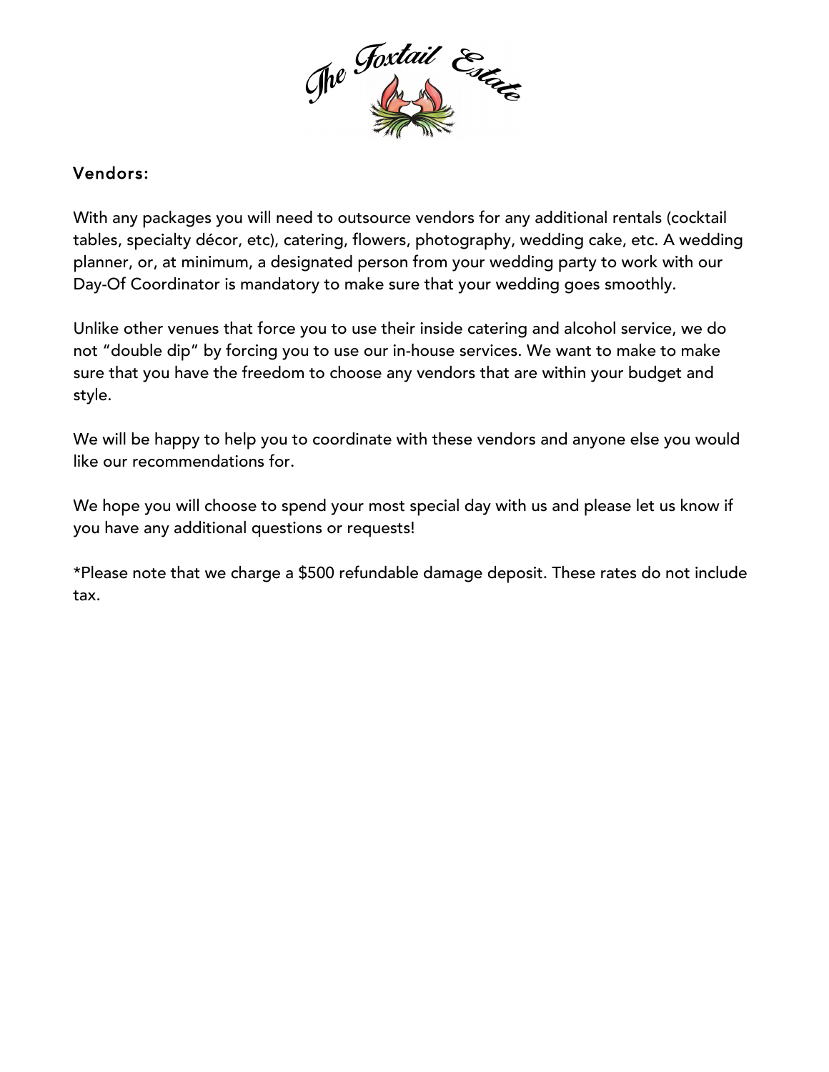## Vendors:

With any packages you will need to outsource vendors for any additional rentals (cocktail tables, specialty décor, etc), catering, flowers, photography, wedding cake, etc. A wedding planner, or, at minimum, a designated person from your wedding party to work with our Day-Of Coordinator is mandatory to make sure that your wedding goes smoothly.

Unlike other venues that force you to use their inside catering and alcohol service, we do not "double dip" by forcing you to use our in-house services. We want to make to make sure that you have the freedom to choose any vendors that are within your budget and style.

We will be happy to help you to coordinate with these vendors and anyone else you would like our recommendations for.

We hope you will choose to spend your most special day with us and please let us know if you have any additional questions or requests!

*Please note that we charge a $500 refundable damage deposit. These rates do not include tax.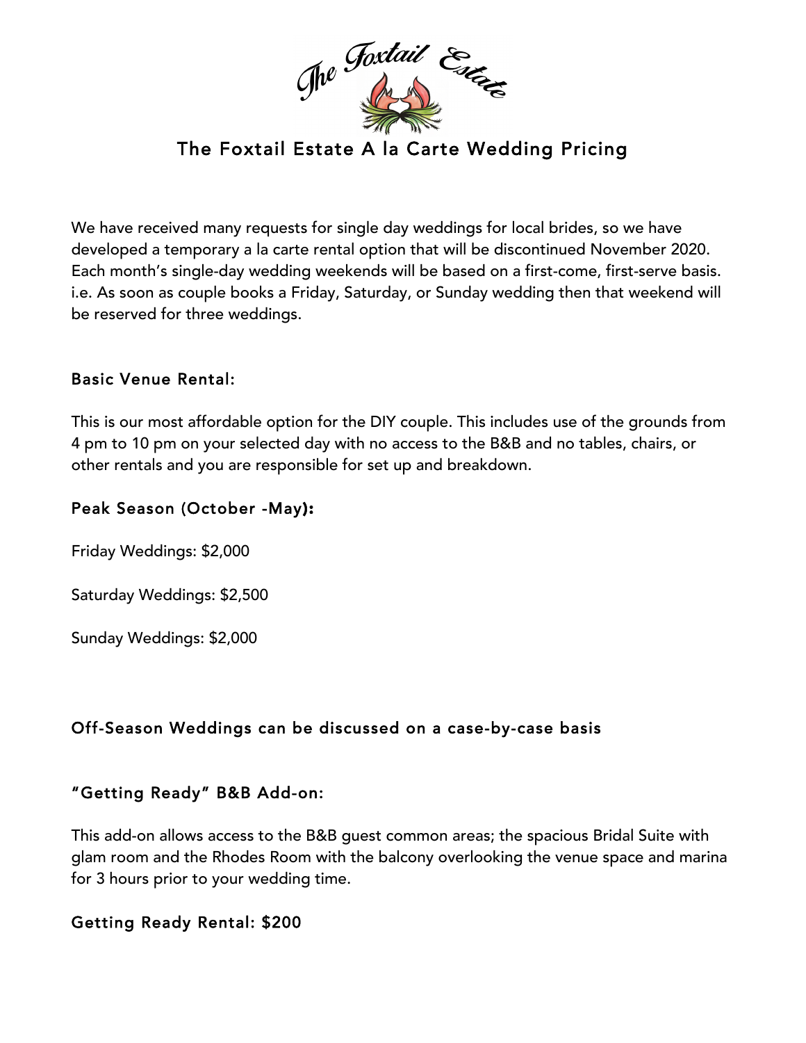# The Foxtail Estate A la Carte Wedding Pricing

We have received many requests for single day weddings for local brides, so we have developed a temporary a la carte rental option that will be discontinued November 2020. Each month's single-day wedding weekends will be based on a first-come, first-serve basis. i.e. As soon as couple books a Friday, Saturday, or Sunday wedding then that weekend will be reserved for three weddings.

## Basic Venue Rental:

This is our most affordable option for the DIY couple. This includes use of the grounds from 4 pm to 10 pm on your selected day with no access to the B&B and no tables, chairs, or other rentals and you are responsible for set up and breakdown.

## Peak Season (October -May):

Friday Weddings: $2,000

Saturday Weddings: $2,500

Sunday Weddings: $2,000

## Off-Season Weddings can be discussed on a case-by-case basis

## "Getting Ready" B&B Add-on:

This add-on allows access to the B&B guest common areas; the spacious Bridal Suite with glam room and the Rhodes Room with the balcony overlooking the venue space and marina for 3 hours prior to your wedding time.

## Getting Ready Rental: $200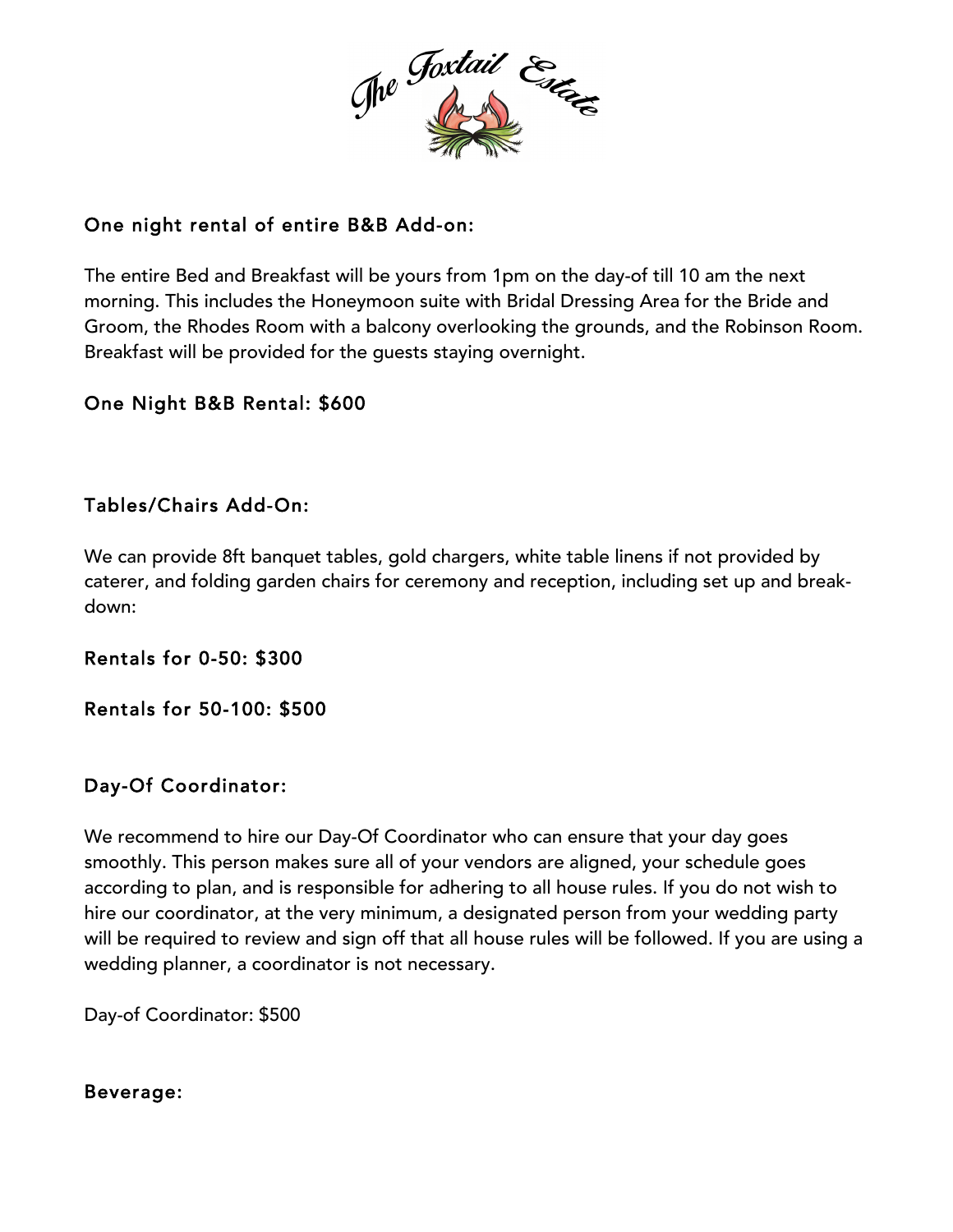## One night rental of entire B&B Add-on:

The entire Bed and Breakfast will be yours from 1pm on the day-of till 10 am the next morning. This includes the Honeymoon suite with Bridal Dressing Area for the Bride and Groom, the Rhodes Room with a balcony overlooking the grounds, and the Robinson Room. Breakfast will be provided for the guests staying overnight.

**One Night B&B Rental: $600**

## Tables/Chairs Add-On:

We can provide 8ft banquet tables, gold chargers, white table linens if not provided by caterer, and folding garden chairs for ceremony and reception, including set up and break-down:

**Rentals for 0-50: $300**

**Rentals for 50-100: $500**

## Day-Of Coordinator:

We recommend to hire our Day-Of Coordinator who can ensure that your day goes smoothly. This person makes sure all of your vendors are aligned, your schedule goes according to plan, and is responsible for adhering to all house rules. If you do not wish to hire our coordinator, at the very minimum, a designated person from your wedding party will be required to review and sign off that all house rules will be followed. If you are using a wedding planner, a coordinator is not necessary.

Day-of Coordinator: $500

## Beverage: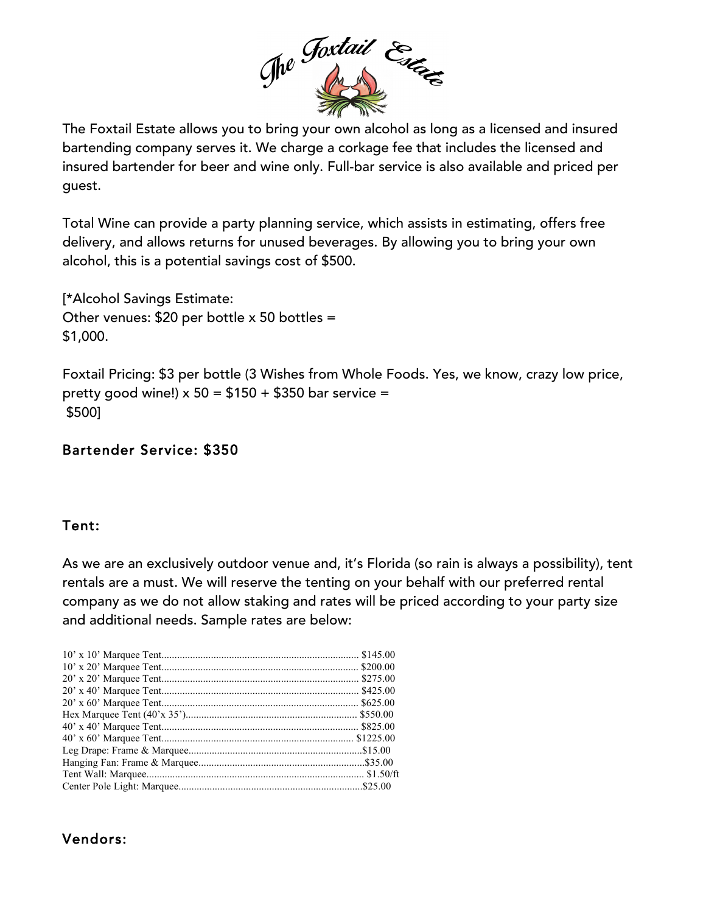# The Foxtail Estate

The Foxtail Estate allows you to bring your own alcohol as long as a licensed and insured bartending company serves it. We charge a corkage fee that includes the licensed and insured bartender for beer and wine only. Full-bar service is also available and priced per guest.

Total Wine can provide a party planning service, which assists in estimating, offers free delivery, and allows returns for unused beverages. By allowing you to bring your own alcohol, this is a potential savings cost of $500.

[*Alcohol Savings Estimate:
Other venues: $20 per bottle x 50 bottles =
$1,000.

Foxtail Pricing: $3 per bottle (3 Wishes from Whole Foods. Yes, we know, crazy low price, pretty good wine!) x 50 = $150 + $350 bar service =
$500]

## Bartender Service: $350

## Tent:

As we are an exclusively outdoor venue and, it's Florida (so rain is always a possibility), tent rentals are a must. We will reserve the tenting on your behalf with our preferred rental company as we do not allow staking and rates will be priced according to your party size and additional needs. Sample rates are below:

| Item | Price |
| --- | --- |
| 10' x 10' Marquee Tent | $145.00 |
| 10' x 20' Marquee Tent | $200.00 |
| 20' x 20' Marquee Tent | $275.00 |
| 20' x 40' Marquee Tent | $425.00 |
| 20' x 60' Marquee Tent | $625.00 |
| Hex Marquee Tent (40'x 35') | $550.00 |
| 40' x 40' Marquee Tent | $825.00 |
| 40' x 60' Marquee Tent | $1225.00 |
| Leg Drape: Frame & Marquee | $15.00 |
| Hanging Fan: Frame & Marquee | $35.00 |
| Tent Wall: Marquee | $1.50/ft |
| Center Pole Light: Marquee | $25.00 |

## Vendors: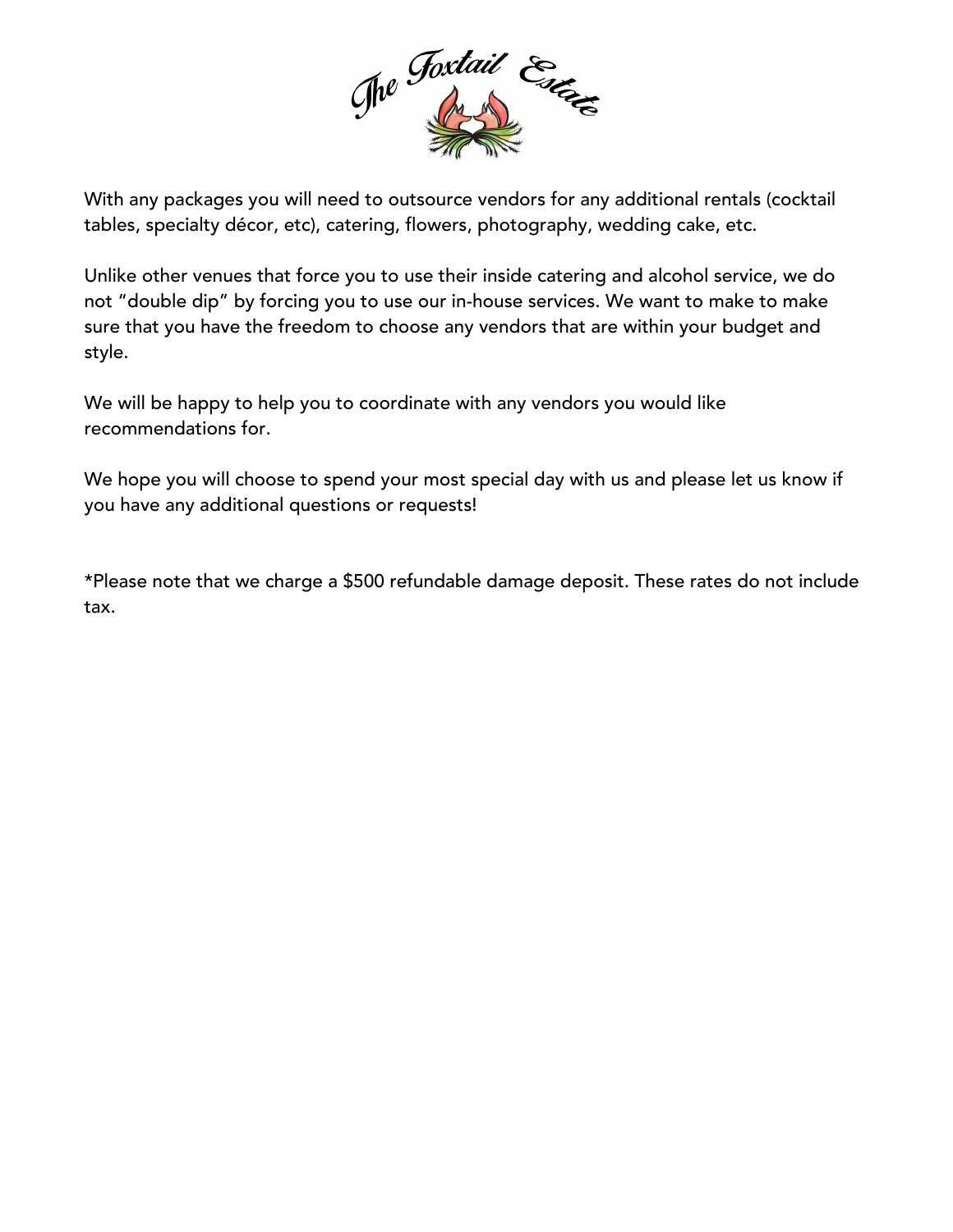With any packages you will need to outsource vendors for any additional rentals (cocktail tables, specialty décor, etc), catering, flowers, photography, wedding cake, etc.

Unlike other venues that force you to use their inside catering and alcohol service, we do not "double dip" by forcing you to use our in-house services. We want to make to make sure that you have the freedom to choose any vendors that are within your budget and style.

We will be happy to help you to coordinate with any vendors you would like recommendations for.

We hope you will choose to spend your most special day with us and please let us know if you have any additional questions or requests!

*Please note that we charge a $500 refundable damage deposit. These rates do not include tax.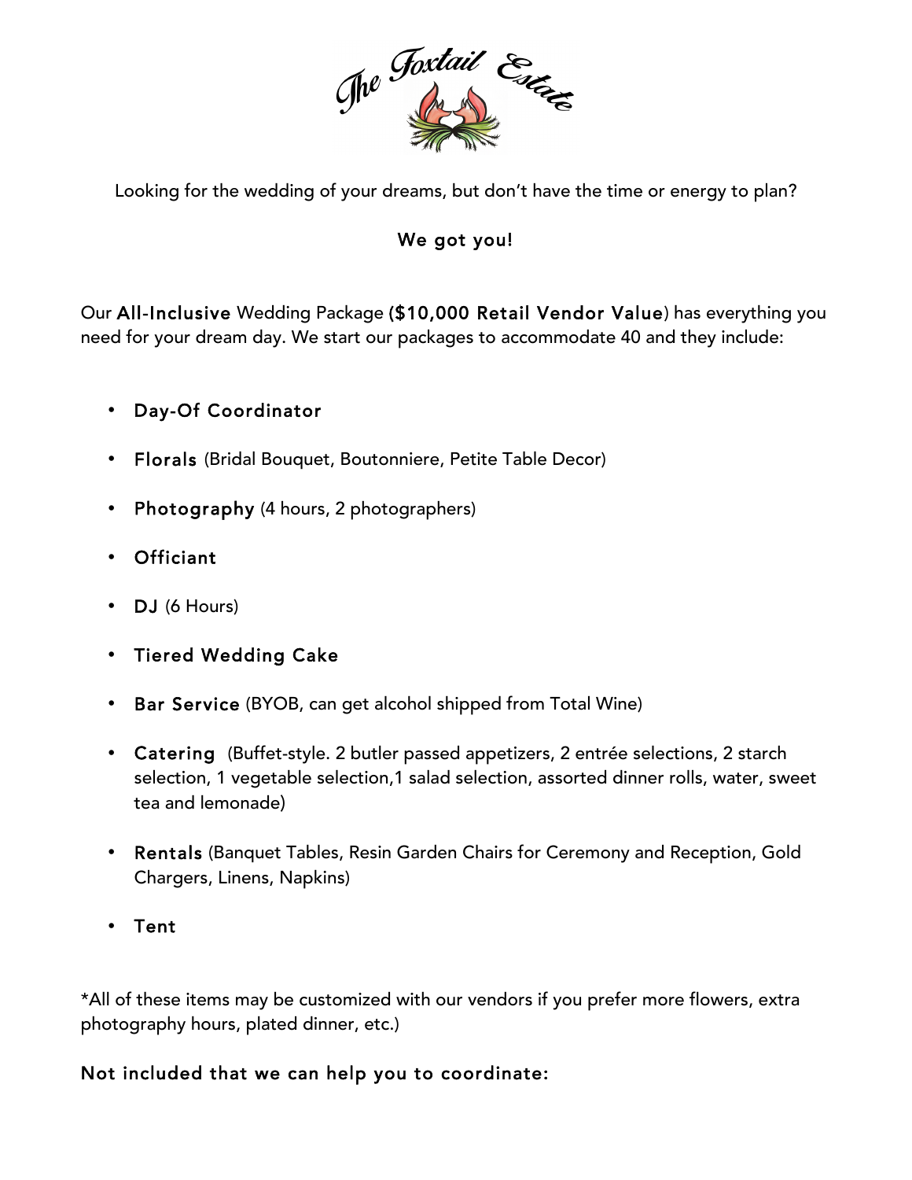# The Foxtail Estate

Looking for the wedding of your dreams, but don't have the time or energy to plan?

**We got you!**

Our **All-Inclusive** Wedding Package (**$10,000 Retail Vendor Value**) has everything you need for your dream day. We start our packages to accommodate 40 and they include:

- **Day-Of Coordinator**
- **Florals** (Bridal Bouquet, Boutonniere, Petite Table Decor)
- **Photography** (4 hours, 2 photographers)
- **Officiant**
- **DJ** (6 Hours)
- **Tiered Wedding Cake**
- **Bar Service** (BYOB, can get alcohol shipped from Total Wine)
- **Catering** (Buffet-style. 2 butler passed appetizers, 2 entrée selections, 2 starch selection, 1 vegetable selection,1 salad selection, assorted dinner rolls, water, sweet tea and lemonade)
- **Rentals** (Banquet Tables, Resin Garden Chairs for Ceremony and Reception, Gold Chargers, Linens, Napkins)
- **Tent**

*All of these items may be customized with our vendors if you prefer more flowers, extra photography hours, plated dinner, etc.)

**Not included that we can help you to coordinate:**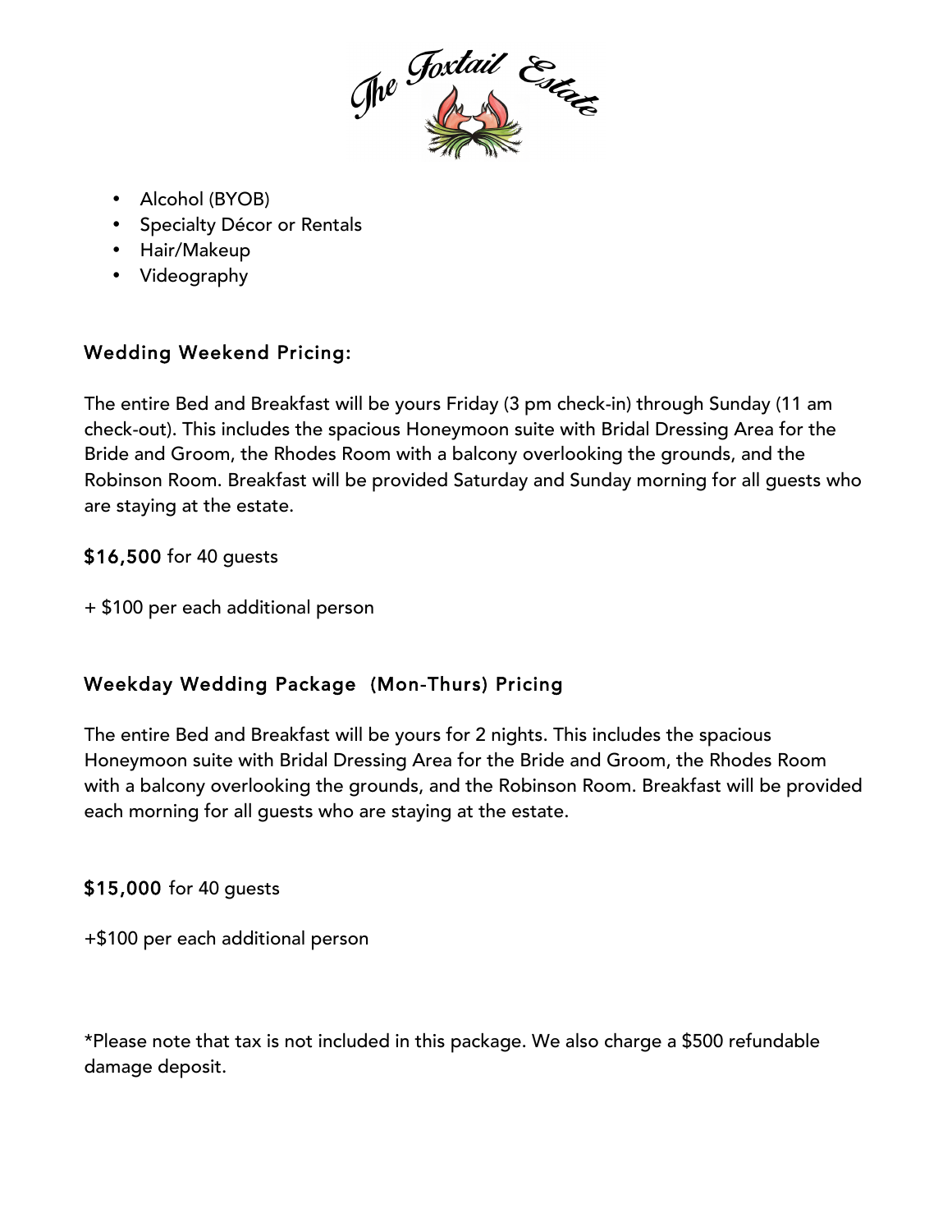- Alcohol (BYOB)
- Specialty Décor or Rentals
- Hair/Makeup
- Videography

## Wedding Weekend Pricing:

The entire Bed and Breakfast will be yours Friday (3 pm check-in) through Sunday (11 am check-out). This includes the spacious Honeymoon suite with Bridal Dressing Area for the Bride and Groom, the Rhodes Room with a balcony overlooking the grounds, and the Robinson Room. Breakfast will be provided Saturday and Sunday morning for all guests who are staying at the estate.

**$16,500** for 40 guests

+ $100 per each additional person

## Weekday Wedding Package (Mon-Thurs) Pricing

The entire Bed and Breakfast will be yours for 2 nights. This includes the spacious Honeymoon suite with Bridal Dressing Area for the Bride and Groom, the Rhodes Room with a balcony overlooking the grounds, and the Robinson Room. Breakfast will be provided each morning for all guests who are staying at the estate.

**$15,000** for 40 guests

+$100 per each additional person

*Please note that tax is not included in this package. We also charge a $500 refundable damage deposit.